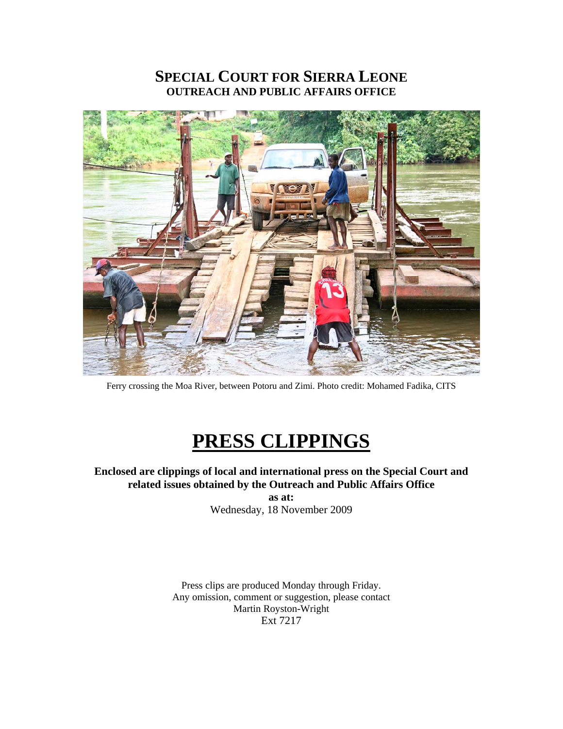# SPECIAL COURT FOR SIERRA LEONE
## OUTREACH AND PUBLIC AFFAIRS OFFICE

Ferry crossing the Moa River, between Potoru and Zimi. Photo credit: Mohamed Fadika, CITS

# PRESS CLIPPINGS

**Enclosed are clippings of local and international press on the Special Court and related issues obtained by the Outreach and Public Affairs Office**

**as at:**

Wednesday, 18 November 2009

Press clips are produced Monday through Friday.
Any omission, comment or suggestion, please contact
Martin Royston-Wright
Ext 7217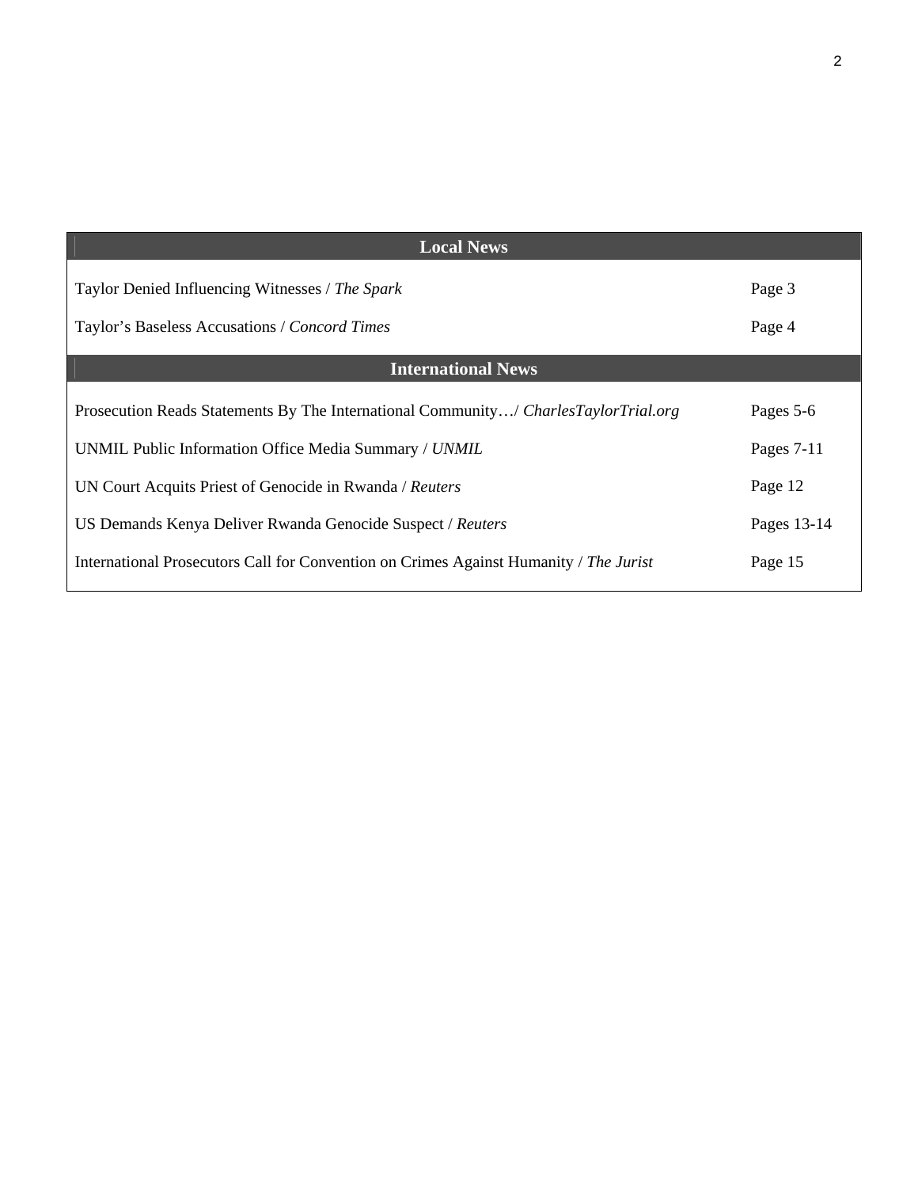| Local News | |
|---|---|
| Taylor Denied Influencing Witnesses / *The Spark* | Page 3 |
| Taylor's Baseless Accusations / *Concord Times* | Page 4 |
| **International News** | |
| Prosecution Reads Statements By The International Community…/ *CharlesTaylorTrial.org* | Pages 5-6 |
| UNMIL Public Information Office Media Summary / *UNMIL* | Pages 7-11 |
| UN Court Acquits Priest of Genocide in Rwanda / *Reuters* | Page 12 |
| US Demands Kenya Deliver Rwanda Genocide Suspect / *Reuters* | Pages 13-14 |
| International Prosecutors Call for Convention on Crimes Against Humanity / *The Jurist* | Page 15 |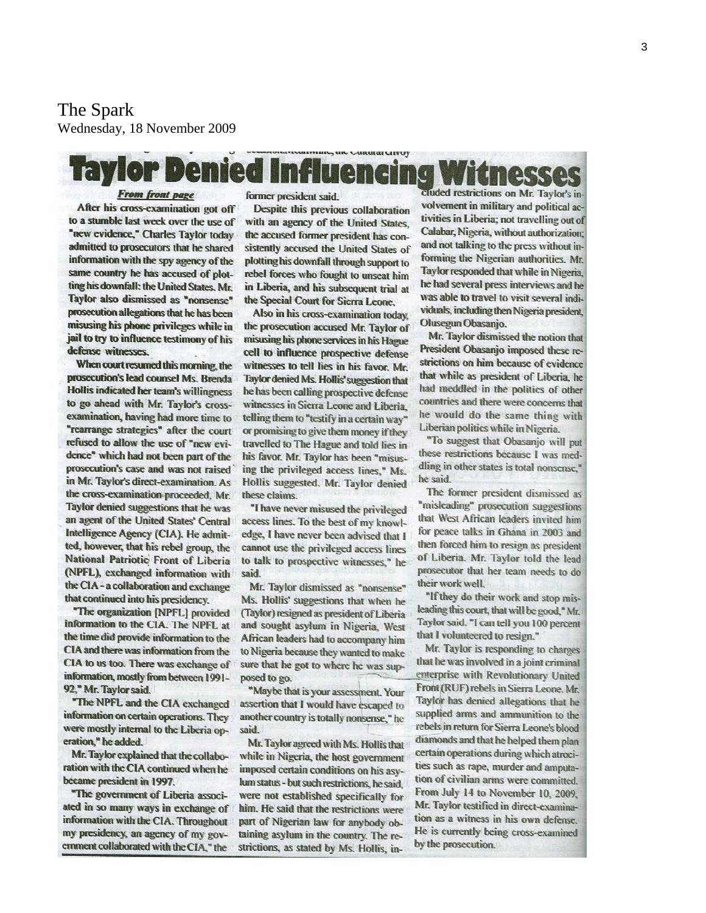The Spark
Wednesday, 18 November 2009

# Taylor Denied Influencing Witnesses

***From front page***

After his cross-examination got off to a stumble last week over the use of "new evidence," Charles Taylor today admitted to prosecutors that he shared information with the spy agency of the same country he has accused of plotting his downfall: the United States. Mr. Taylor also dismissed as "nonsense" prosecution allegations that he has been misusing his phone privileges while in jail to try to influence testimony of his defense witnesses.

When court resumed this morning, the prosecution's lead counsel Ms. Brenda Hollis indicated her team's willingness to go ahead with Mr. Taylor's cross-examination, having had more time to "rearrange strategies" after the court refused to allow the use of "new evidence" which had not been part of the prosecution's case and was not raised in Mr. Taylor's direct-examination. As the cross-examination proceeded, Mr. Taylor denied suggestions that he was an agent of the United States' Central Intelligence Agency (CIA). He admitted, however, that his rebel group, the National Patriotic Front of Liberia (NPFL), exchanged information with the CIA - a collaboration and exchange that continued into his presidency.

"The organization [NPFL] provided information to the CIA. The NPFL at the time did provide information to the CIA and there was information from the CIA to us too. There was exchange of information, mostly from between 1991-92," Mr. Taylor said.

"The NPFL and the CIA exchanged information on certain operations. They were mostly internal to the Liberia operation," he added.

Mr. Taylor explained that the collaboration with the CIA continued when he became president in 1997.

"The government of Liberia associated in so many ways in exchange of information with the CIA. Throughout my presidency, an agency of my government collaborated with the CIA," the former president said.

Despite this previous collaboration with an agency of the United States, the accused former president has consistently accused the United States of plotting his downfall through support to rebel forces who fought to unseat him in Liberia, and his subsequent trial at the Special Court for Sierra Leone.

Also in his cross-examination today, the prosecution accused Mr. Taylor of misusing his phone services in his Hague cell to influence prospective defense witnesses to tell lies in his favor. Mr. Taylor denied Ms. Hollis' suggestion that he has been calling prospective defense witnesses in Sierra Leone and Liberia, telling them to "testify in a certain way" or promising to give them money if they travelled to The Hague and told lies in his favor. Mr. Taylor has been "misusing the privileged access lines," Ms. Hollis suggested. Mr. Taylor denied these claims.

"I have never misused the privileged access lines. To the best of my knowledge, I have never been advised that I cannot use the privileged access lines to talk to prospective witnesses," he said.

Mr. Taylor dismissed as "nonsense" Ms. Hollis' suggestions that when he (Taylor) resigned as president of Liberia and sought asylum in Nigeria, West African leaders had to accompany him to Nigeria because they wanted to make sure that he got to where he was supposed to go.

"Maybe that is your assessment. Your assertion that I would have escaped to another country is totally nonsense," he said.

Mr. Taylor agreed with Ms. Hollis that while in Nigeria, the host government imposed certain conditions on his asylum status - but such restrictions, he said, were not established specifically for him. He said that the restrictions were part of Nigerian law for anybody obtaining asylum in the country. The restrictions, as stated by Ms. Hollis, included restrictions on Mr. Taylor's involvement in military and political activities in Liberia; not travelling out of Calabar, Nigeria, without authorization; and not talking to the press without informing the Nigerian authorities. Mr. Taylor responded that while in Nigeria, he had several press interviews and he was able to travel to visit several individuals, including then Nigeria president, Olusegun Obasanjo.

Mr. Taylor dismissed the notion that President Obasanjo imposed these restrictions on him because of evidence that while as president of Liberia, he had meddled in the politics of other countries and there were concerns that he would do the same thing with Liberian politics while in Nigeria.

"To suggest that Obasanjo will put these restrictions because I was meddling in other states is total nonsense," he said.

The former president dismissed as "misleading" prosecution suggestions that West African leaders invited him for peace talks in Ghana in 2003 and then forced him to resign as president of Liberia. Mr. Taylor told the lead prosecutor that her team needs to do their work well.

"If they do their work and stop misleading this court, that will be good," Mr. Taylor said. "I can tell you 100 percent that I volunteered to resign."

Mr. Taylor is responding to charges that he was involved in a joint criminal enterprise with Revolutionary United Front (RUF) rebels in Sierra Leone. Mr. Taylor has denied allegations that he supplied arms and ammunition to the rebels in return for Sierra Leone's blood diamonds and that he helped them plan certain operations during which atrocities such as rape, murder and amputation of civilian arms were committed. From July 14 to November 10, 2009, Mr. Taylor testified in direct-examination as a witness in his own defense. He is currently being cross-examined by the prosecution.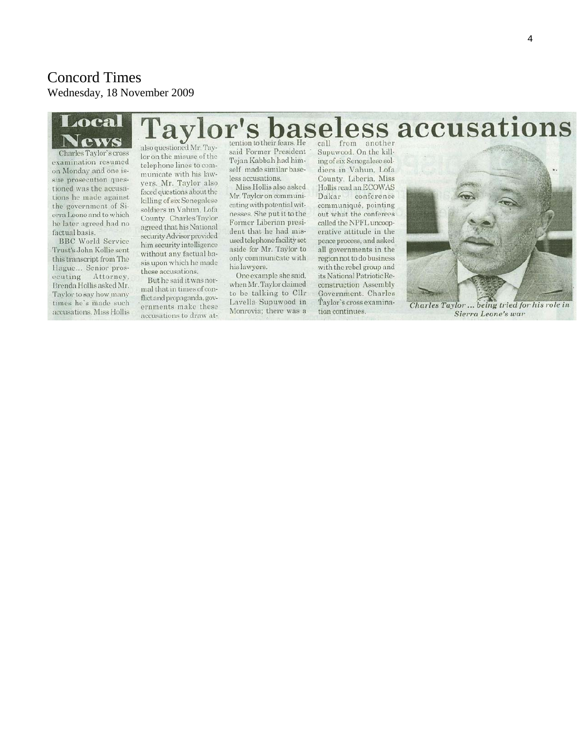Concord Times
Wednesday, 18 November 2009

Local News

# Taylor's baseless accusations

Charles Taylor's cross examination resumed on Monday and one issue prosecution questioned was the accusations he made against the government of Sierra Leone and to which he later agreed had no factual basis.

BBC World Service Trust's John Kollie sent this transcript from The Hague... Senior prosecuting Attorney, Brenda Hollis asked Mr. Taylor to say how many times he's made such accusations. Miss Hollis also questioned Mr. Taylor on the misuse of the telephone lines to communicate with his lawyers. Mr. Taylor also faced questions about the killing of six Senegalese soldiers in Vahun, Lofa County. Charles Taylor agreed that his National security Advisor provided him security intelligence without any factual basis upon which he made these accusations.

But he said it was normal that in times of conflict and propaganda, governments make these accusations to draw attention to their fears. He said Former President Tejan Kabbah had himself made similar baseless accusations.

Miss Hollis also asked Mr. Taylor on communicating with potential witnesses. She put it to the Former Liberian president that he had misused telephone facility set aside for Mr. Taylor to only communicate with his lawyers.

One example she said, when Mr. Taylor claimed to be talking to Cllr Lavella Supuwood in Monrovia; there was a call from another Supuwood. On the killing of six Senegalese soldiers in Vahun, Lofa County, Liberia, Miss Hollis read an ECOWAS Dakar conference communiqué, pointing out what the conferees called the NPFL uncooperative attitude in the peace process, and asked all governments in the region not to do business with the rebel group and its National Patriotic Reconstruction Assembly Government. Charles Taylor's cross examination continues.

*Charles Taylor ... being tried for his role in Sierra Leone's war*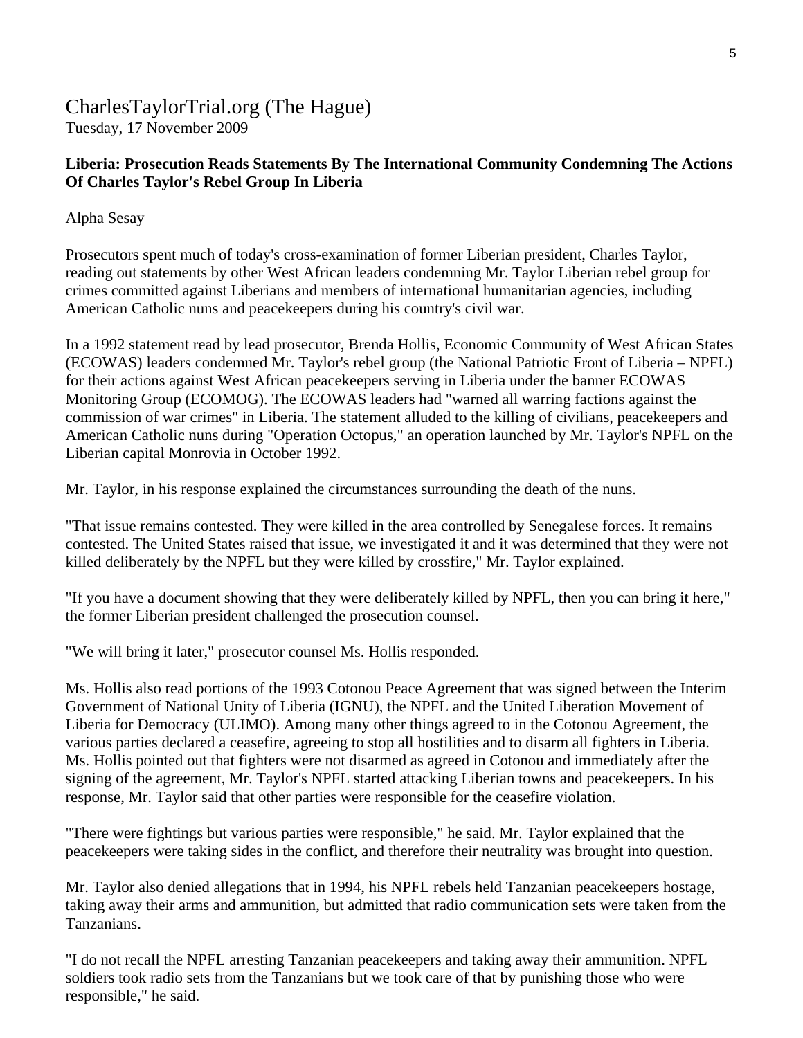CharlesTaylorTrial.org (The Hague)
Tuesday, 17 November 2009

**Liberia: Prosecution Reads Statements By The International Community Condemning The Actions Of Charles Taylor's Rebel Group In Liberia**

Alpha Sesay

Prosecutors spent much of today's cross-examination of former Liberian president, Charles Taylor, reading out statements by other West African leaders condemning Mr. Taylor Liberian rebel group for crimes committed against Liberians and members of international humanitarian agencies, including American Catholic nuns and peacekeepers during his country's civil war.

In a 1992 statement read by lead prosecutor, Brenda Hollis, Economic Community of West African States (ECOWAS) leaders condemned Mr. Taylor's rebel group (the National Patriotic Front of Liberia – NPFL) for their actions against West African peacekeepers serving in Liberia under the banner ECOWAS Monitoring Group (ECOMOG). The ECOWAS leaders had "warned all warring factions against the commission of war crimes" in Liberia. The statement alluded to the killing of civilians, peacekeepers and American Catholic nuns during "Operation Octopus," an operation launched by Mr. Taylor's NPFL on the Liberian capital Monrovia in October 1992.

Mr. Taylor, in his response explained the circumstances surrounding the death of the nuns.

"That issue remains contested. They were killed in the area controlled by Senegalese forces. It remains contested. The United States raised that issue, we investigated it and it was determined that they were not killed deliberately by the NPFL but they were killed by crossfire," Mr. Taylor explained.

"If you have a document showing that they were deliberately killed by NPFL, then you can bring it here," the former Liberian president challenged the prosecution counsel.

"We will bring it later," prosecutor counsel Ms. Hollis responded.

Ms. Hollis also read portions of the 1993 Cotonou Peace Agreement that was signed between the Interim Government of National Unity of Liberia (IGNU), the NPFL and the United Liberation Movement of Liberia for Democracy (ULIMO). Among many other things agreed to in the Cotonou Agreement, the various parties declared a ceasefire, agreeing to stop all hostilities and to disarm all fighters in Liberia. Ms. Hollis pointed out that fighters were not disarmed as agreed in Cotonou and immediately after the signing of the agreement, Mr. Taylor's NPFL started attacking Liberian towns and peacekeepers. In his response, Mr. Taylor said that other parties were responsible for the ceasefire violation.

"There were fightings but various parties were responsible," he said. Mr. Taylor explained that the peacekeepers were taking sides in the conflict, and therefore their neutrality was brought into question.

Mr. Taylor also denied allegations that in 1994, his NPFL rebels held Tanzanian peacekeepers hostage, taking away their arms and ammunition, but admitted that radio communication sets were taken from the Tanzanians.

"I do not recall the NPFL arresting Tanzanian peacekeepers and taking away their ammunition. NPFL soldiers took radio sets from the Tanzanians but we took care of that by punishing those who were responsible," he said.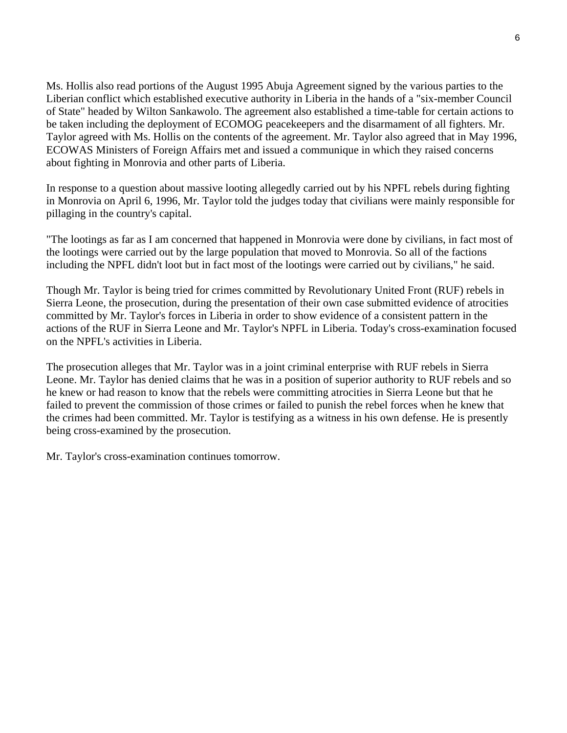Ms. Hollis also read portions of the August 1995 Abuja Agreement signed by the various parties to the Liberian conflict which established executive authority in Liberia in the hands of a "six-member Council of State" headed by Wilton Sankawolo. The agreement also established a time-table for certain actions to be taken including the deployment of ECOMOG peacekeepers and the disarmament of all fighters. Mr. Taylor agreed with Ms. Hollis on the contents of the agreement. Mr. Taylor also agreed that in May 1996, ECOWAS Ministers of Foreign Affairs met and issued a communique in which they raised concerns about fighting in Monrovia and other parts of Liberia.

In response to a question about massive looting allegedly carried out by his NPFL rebels during fighting in Monrovia on April 6, 1996, Mr. Taylor told the judges today that civilians were mainly responsible for pillaging in the country's capital.

"The lootings as far as I am concerned that happened in Monrovia were done by civilians, in fact most of the lootings were carried out by the large population that moved to Monrovia. So all of the factions including the NPFL didn't loot but in fact most of the lootings were carried out by civilians," he said.

Though Mr. Taylor is being tried for crimes committed by Revolutionary United Front (RUF) rebels in Sierra Leone, the prosecution, during the presentation of their own case submitted evidence of atrocities committed by Mr. Taylor's forces in Liberia in order to show evidence of a consistent pattern in the actions of the RUF in Sierra Leone and Mr. Taylor's NPFL in Liberia. Today's cross-examination focused on the NPFL's activities in Liberia.

The prosecution alleges that Mr. Taylor was in a joint criminal enterprise with RUF rebels in Sierra Leone. Mr. Taylor has denied claims that he was in a position of superior authority to RUF rebels and so he knew or had reason to know that the rebels were committing atrocities in Sierra Leone but that he failed to prevent the commission of those crimes or failed to punish the rebel forces when he knew that the crimes had been committed. Mr. Taylor is testifying as a witness in his own defense. He is presently being cross-examined by the prosecution.

Mr. Taylor's cross-examination continues tomorrow.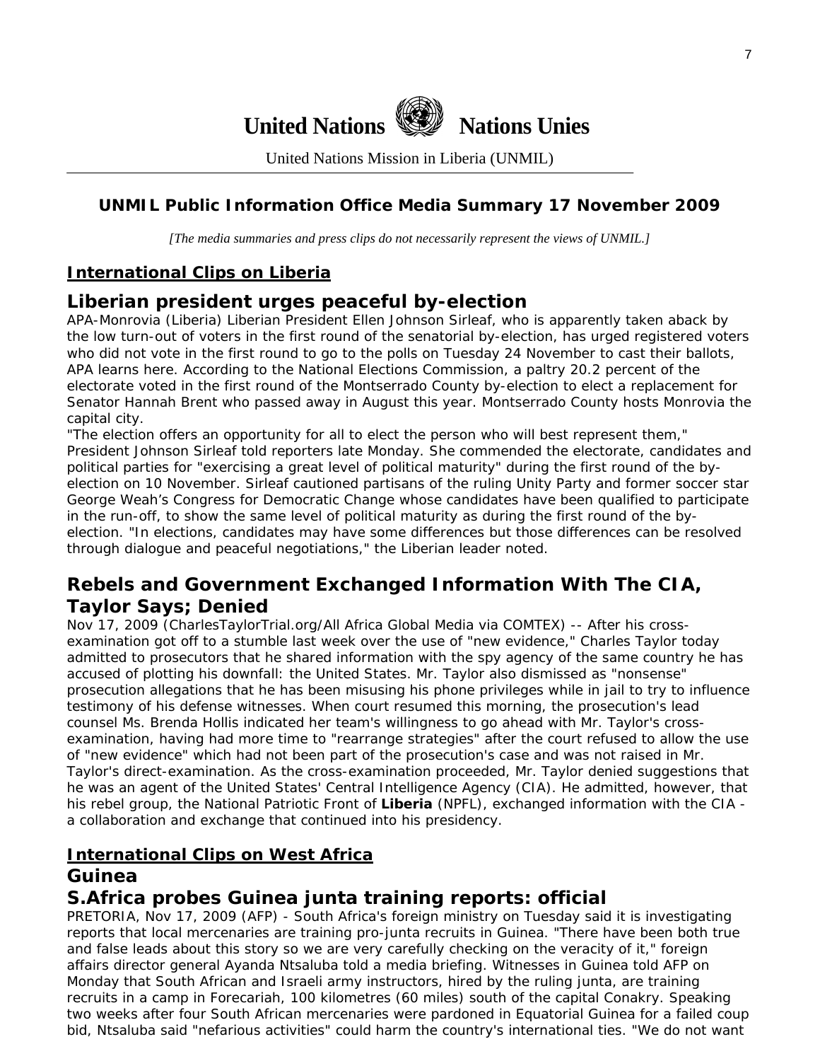# United Nations Nations Unies

United Nations Mission in Liberia (UNMIL)

## UNMIL Public Information Office Media Summary 17 November 2009

*[The media summaries and press clips do not necessarily represent the views of UNMIL.]*

### International Clips on Liberia

## Liberian president urges peaceful by-election

APA-Monrovia (Liberia) Liberian President Ellen Johnson Sirleaf, who is apparently taken aback by the low turn-out of voters in the first round of the senatorial by-election, has urged registered voters who did not vote in the first round to go to the polls on Tuesday 24 November to cast their ballots, APA learns here. According to the National Elections Commission, a paltry 20.2 percent of the electorate voted in the first round of the Montserrado County by-election to elect a replacement for Senator Hannah Brent who passed away in August this year. Montserrado County hosts Monrovia the capital city.

"The election offers an opportunity for all to elect the person who will best represent them," President Johnson Sirleaf told reporters late Monday. She commended the electorate, candidates and political parties for "exercising a great level of political maturity" during the first round of the by-election on 10 November. Sirleaf cautioned partisans of the ruling Unity Party and former soccer star George Weah's Congress for Democratic Change whose candidates have been qualified to participate in the run-off, to show the same level of political maturity as during the first round of the by-election. "In elections, candidates may have some differences but those differences can be resolved through dialogue and peaceful negotiations," the Liberian leader noted.

## Rebels and Government Exchanged Information With The CIA, Taylor Says; Denied

Nov 17, 2009 (CharlesTaylorTrial.org/All Africa Global Media via COMTEX) -- After his cross-examination got off to a stumble last week over the use of "new evidence," Charles Taylor today admitted to prosecutors that he shared information with the spy agency of the same country he has accused of plotting his downfall: the United States. Mr. Taylor also dismissed as "nonsense" prosecution allegations that he has been misusing his phone privileges while in jail to try to influence testimony of his defense witnesses. When court resumed this morning, the prosecution's lead counsel Ms. Brenda Hollis indicated her team's willingness to go ahead with Mr. Taylor's cross-examination, having had more time to "rearrange strategies" after the court refused to allow the use of "new evidence" which had not been part of the prosecution's case and was not raised in Mr. Taylor's direct-examination. As the cross-examination proceeded, Mr. Taylor denied suggestions that he was an agent of the United States' Central Intelligence Agency (CIA). He admitted, however, that his rebel group, the National Patriotic Front of **Liberia** (NPFL), exchanged information with the CIA - a collaboration and exchange that continued into his presidency.

### International Clips on West Africa

## Guinea

## S.Africa probes Guinea junta training reports: official

PRETORIA, Nov 17, 2009 (AFP) - South Africa's foreign ministry on Tuesday said it is investigating reports that local mercenaries are training pro-junta recruits in Guinea. "There have been both true and false leads about this story so we are very carefully checking on the veracity of it," foreign affairs director general Ayanda Ntsaluba told a media briefing. Witnesses in Guinea told AFP on Monday that South African and Israeli army instructors, hired by the ruling junta, are training recruits in a camp in Forecariah, 100 kilometres (60 miles) south of the capital Conakry. Speaking two weeks after four South African mercenaries were pardoned in Equatorial Guinea for a failed coup bid, Ntsaluba said "nefarious activities" could harm the country's international ties. "We do not want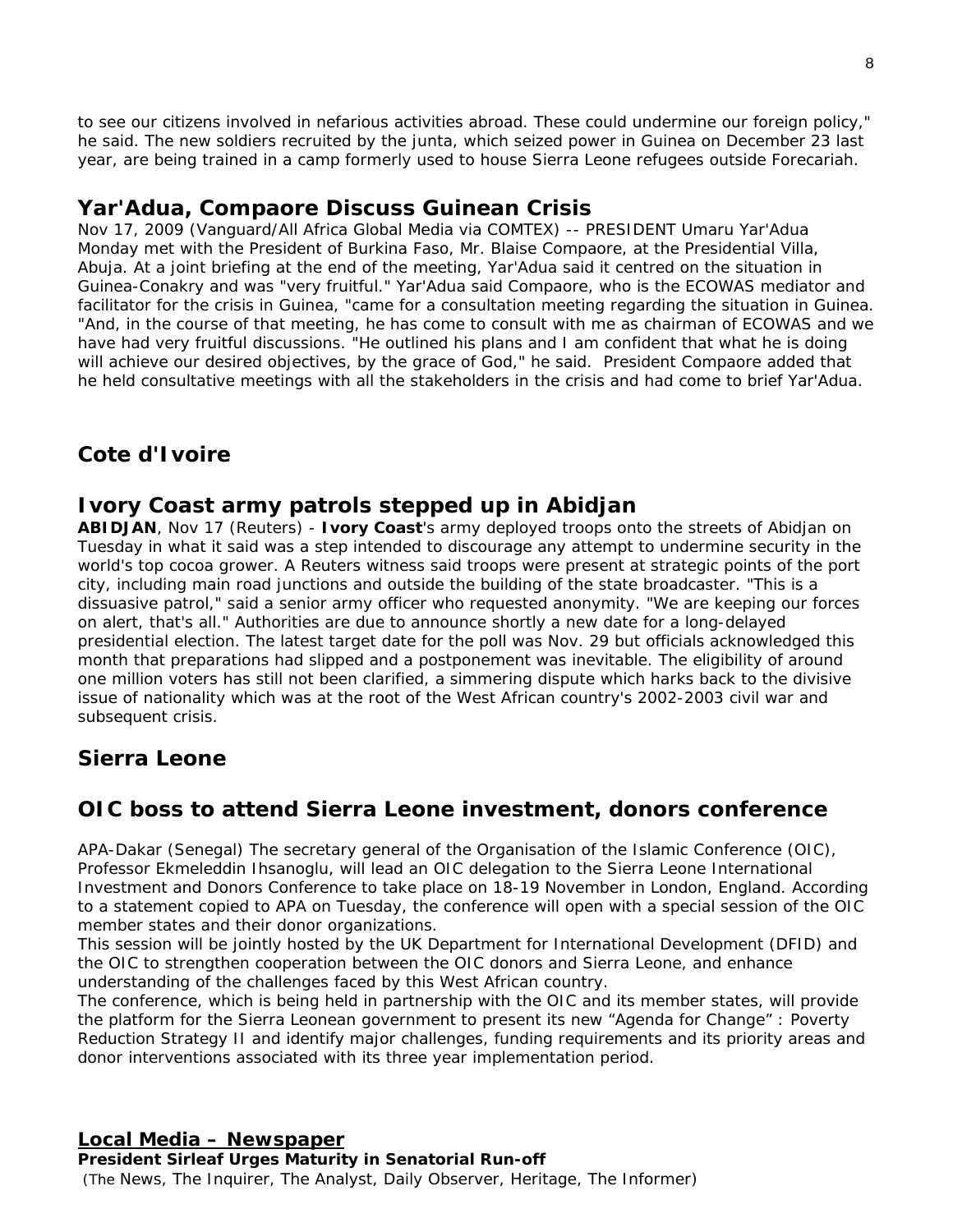to see our citizens involved in nefarious activities abroad. These could undermine our foreign policy," he said. The new soldiers recruited by the junta, which seized power in Guinea on December 23 last year, are being trained in a camp formerly used to house Sierra Leone refugees outside Forecariah.

## Yar'Adua, Compaore Discuss Guinean Crisis

Nov 17, 2009 (Vanguard/All Africa Global Media via COMTEX) -- PRESIDENT Umaru Yar'Adua Monday met with the President of Burkina Faso, Mr. Blaise Compaore, at the Presidential Villa, Abuja. At a joint briefing at the end of the meeting, Yar'Adua said it centred on the situation in Guinea-Conakry and was "very fruitful." Yar'Adua said Compaore, who is the ECOWAS mediator and facilitator for the crisis in Guinea, "came for a consultation meeting regarding the situation in Guinea. "And, in the course of that meeting, he has come to consult with me as chairman of ECOWAS and we have had very fruitful discussions. "He outlined his plans and I am confident that what he is doing will achieve our desired objectives, by the grace of God," he said. President Compaore added that he held consultative meetings with all the stakeholders in the crisis and had come to brief Yar'Adua.

# Cote d'Ivoire

## Ivory Coast army patrols stepped up in Abidjan

**ABIDJAN**, Nov 17 (Reuters) - **Ivory Coast**'s army deployed troops onto the streets of Abidjan on Tuesday in what it said was a step intended to discourage any attempt to undermine security in the world's top cocoa grower. A Reuters witness said troops were present at strategic points of the port city, including main road junctions and outside the building of the state broadcaster. "This is a dissuasive patrol," said a senior army officer who requested anonymity. "We are keeping our forces on alert, that's all." Authorities are due to announce shortly a new date for a long-delayed presidential election. The latest target date for the poll was Nov. 29 but officials acknowledged this month that preparations had slipped and a postponement was inevitable. The eligibility of around one million voters has still not been clarified, a simmering dispute which harks back to the divisive issue of nationality which was at the root of the West African country's 2002-2003 civil war and subsequent crisis.

# Sierra Leone

## OIC boss to attend Sierra Leone investment, donors conference

APA-Dakar (Senegal) The secretary general of the Organisation of the Islamic Conference (OIC), Professor Ekmeleddin Ihsanoglu, will lead an OIC delegation to the Sierra Leone International Investment and Donors Conference to take place on 18-19 November in London, England. According to a statement copied to APA on Tuesday, the conference will open with a special session of the OIC member states and their donor organizations.

This session will be jointly hosted by the UK Department for International Development (DFID) and the OIC to strengthen cooperation between the OIC donors and Sierra Leone, and enhance understanding of the challenges faced by this West African country.

The conference, which is being held in partnership with the OIC and its member states, will provide the platform for the Sierra Leonean government to present its new "Agenda for Change" : Poverty Reduction Strategy II and identify major challenges, funding requirements and its priority areas and donor interventions associated with its three year implementation period.

**Local Media – Newspaper**

**President Sirleaf Urges Maturity in Senatorial Run-off**

(The News, The Inquirer, The Analyst, Daily Observer, Heritage, The Informer)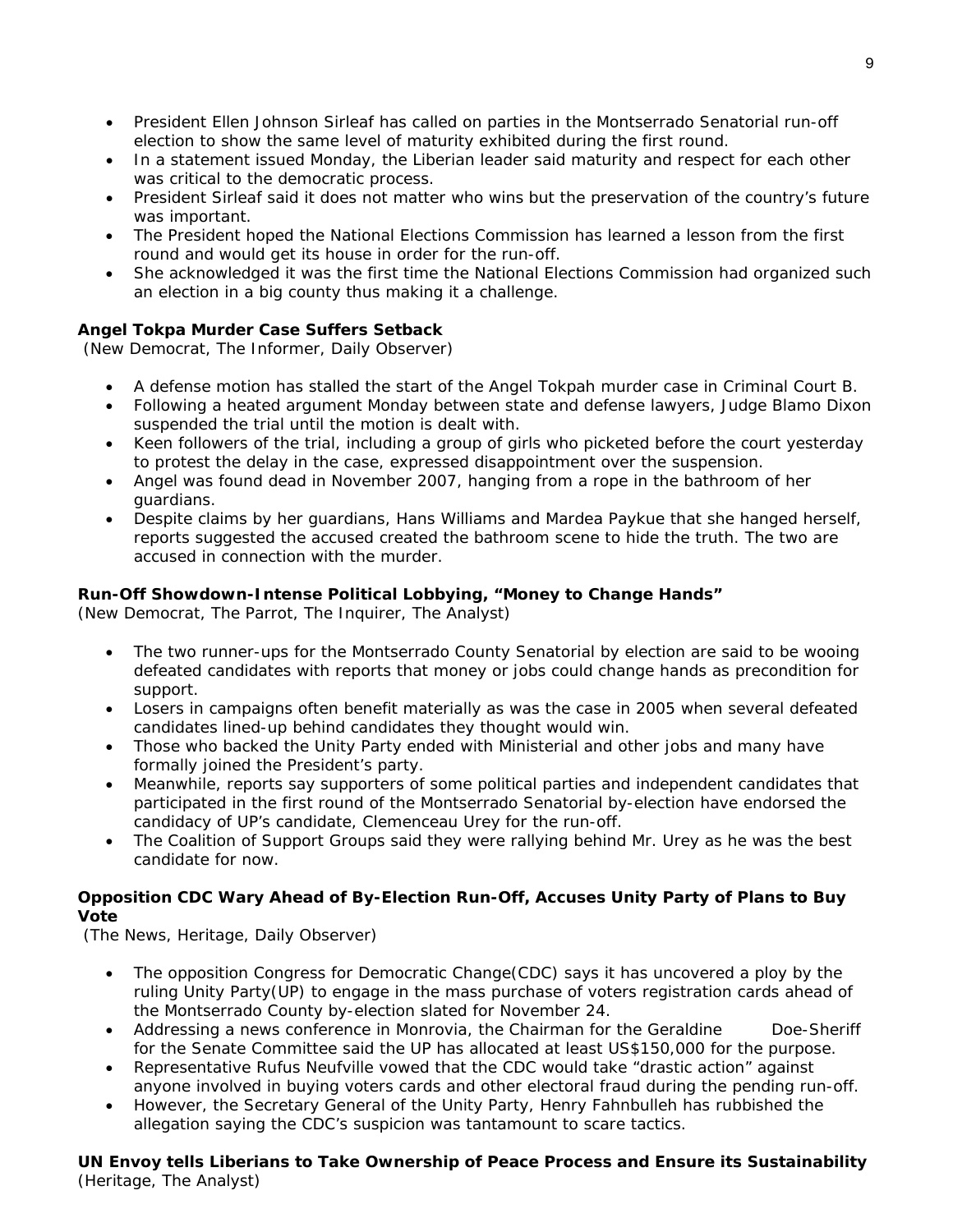- President Ellen Johnson Sirleaf has called on parties in the Montserrado Senatorial run-off election to show the same level of maturity exhibited during the first round.
- In a statement issued Monday, the Liberian leader said maturity and respect for each other was critical to the democratic process.
- President Sirleaf said it does not matter who wins but the preservation of the country's future was important.
- The President hoped the National Elections Commission has learned a lesson from the first round and would get its house in order for the run-off.
- She acknowledged it was the first time the National Elections Commission had organized such an election in a big county thus making it a challenge.

**Angel Tokpa Murder Case Suffers Setback**
(New Democrat, The Informer, Daily Observer)

- A defense motion has stalled the start of the Angel Tokpah murder case in Criminal Court B.
- Following a heated argument Monday between state and defense lawyers, Judge Blamo Dixon suspended the trial until the motion is dealt with.
- Keen followers of the trial, including a group of girls who picketed before the court yesterday to protest the delay in the case, expressed disappointment over the suspension.
- Angel was found dead in November 2007, hanging from a rope in the bathroom of her guardians.
- Despite claims by her guardians, Hans Williams and Mardea Paykue that she hanged herself, reports suggested the accused created the bathroom scene to hide the truth. The two are accused in connection with the murder.

**Run-Off Showdown-Intense Political Lobbying, "Money to Change Hands"**
(New Democrat, The Parrot, The Inquirer, The Analyst)

- The two runner-ups for the Montserrado County Senatorial by election are said to be wooing defeated candidates with reports that money or jobs could change hands as precondition for support.
- Losers in campaigns often benefit materially as was the case in 2005 when several defeated candidates lined-up behind candidates they thought would win.
- Those who backed the Unity Party ended with Ministerial and other jobs and many have formally joined the President's party.
- Meanwhile, reports say supporters of some political parties and independent candidates that participated in the first round of the Montserrado Senatorial by-election have endorsed the candidacy of UP's candidate, Clemenceau Urey for the run-off.
- The Coalition of Support Groups said they were rallying behind Mr. Urey as he was the best candidate for now.

**Opposition CDC Wary Ahead of By-Election Run-Off, Accuses Unity Party of Plans to Buy Vote**
(The News, Heritage, Daily Observer)

- The opposition Congress for Democratic Change(CDC) says it has uncovered a ploy by the ruling Unity Party(UP) to engage in the mass purchase of voters registration cards ahead of the Montserrado County by-election slated for November 24.
- Addressing a news conference in Monrovia, the Chairman for the Geraldine Doe-Sheriff for the Senate Committee said the UP has allocated at least US$150,000 for the purpose.
- Representative Rufus Neufville vowed that the CDC would take "drastic action" against anyone involved in buying voters cards and other electoral fraud during the pending run-off.
- However, the Secretary General of the Unity Party, Henry Fahnbulleh has rubbished the allegation saying the CDC's suspicion was tantamount to scare tactics.

**UN Envoy tells Liberians to Take Ownership of Peace Process and Ensure its Sustainability**
(Heritage, The Analyst)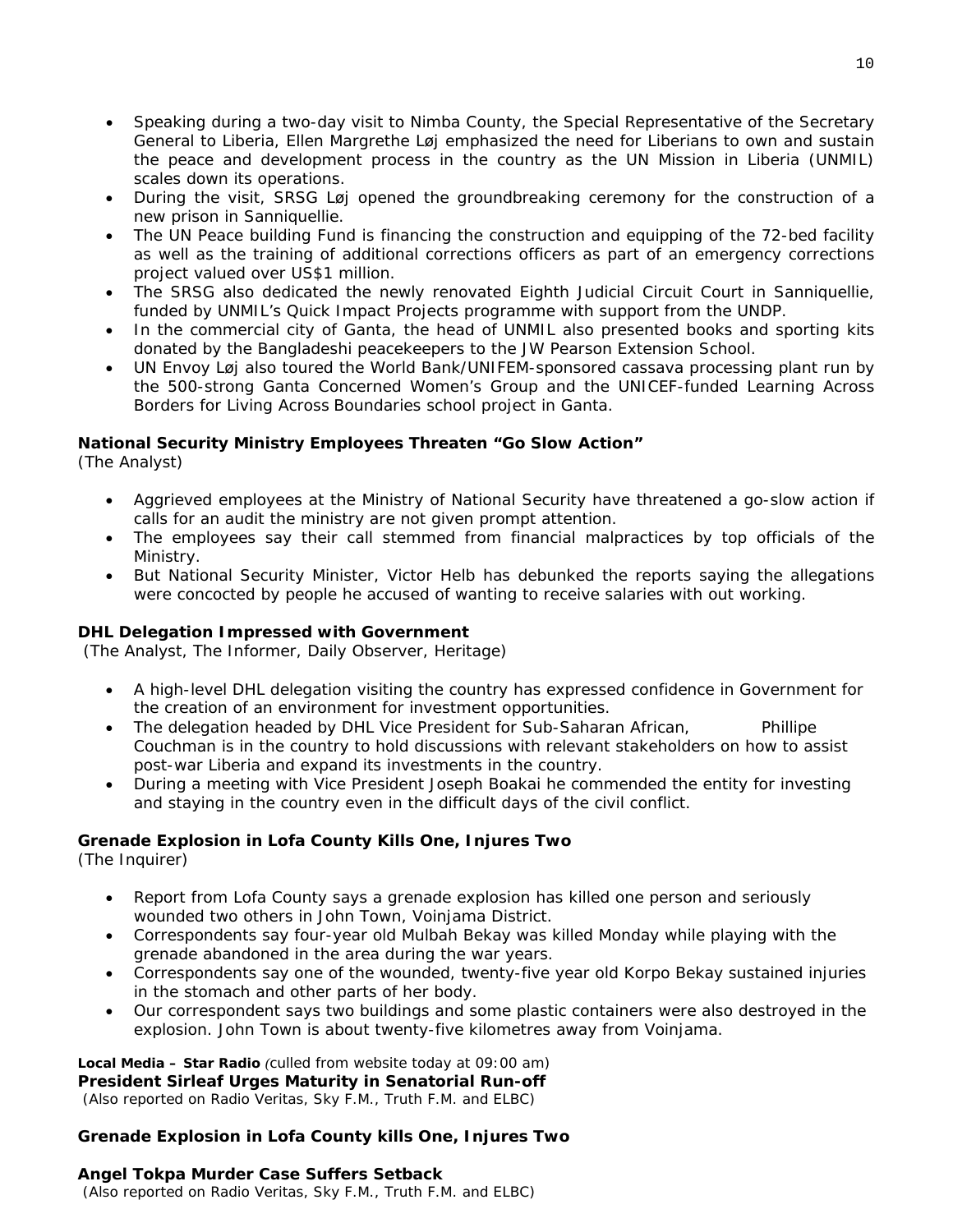- Speaking during a two-day visit to Nimba County, the Special Representative of the Secretary General to Liberia, Ellen Margrethe Løj emphasized the need for Liberians to own and sustain the peace and development process in the country as the UN Mission in Liberia (UNMIL) scales down its operations.
- During the visit, SRSG Løj opened the groundbreaking ceremony for the construction of a new prison in Sanniquellie.
- The UN Peace building Fund is financing the construction and equipping of the 72-bed facility as well as the training of additional corrections officers as part of an emergency corrections project valued over US$1 million.
- The SRSG also dedicated the newly renovated Eighth Judicial Circuit Court in Sanniquellie, funded by UNMIL's Quick Impact Projects programme with support from the UNDP.
- In the commercial city of Ganta, the head of UNMIL also presented books and sporting kits donated by the Bangladeshi peacekeepers to the JW Pearson Extension School.
- UN Envoy Løj also toured the World Bank/UNIFEM-sponsored cassava processing plant run by the 500-strong Ganta Concerned Women's Group and the UNICEF-funded Learning Across Borders for Living Across Boundaries school project in Ganta.

**National Security Ministry Employees Threaten "Go Slow Action"**
*(The Analyst)*

- Aggrieved employees at the Ministry of National Security have threatened a go-slow action if calls for an audit the ministry are not given prompt attention.
- The employees say their call stemmed from financial malpractices by top officials of the Ministry.
- But National Security Minister, Victor Helb has debunked the reports saying the allegations were concocted by people he accused of wanting to receive salaries with out working.

**DHL Delegation Impressed with Government**
*(The Analyst, The Informer, Daily Observer, Heritage)*

- A high-level DHL delegation visiting the country has expressed confidence in Government for the creation of an environment for investment opportunities.
- The delegation headed by DHL Vice President for Sub-Saharan African, Phillipe Couchman is in the country to hold discussions with relevant stakeholders on how to assist post-war Liberia and expand its investments in the country.
- During a meeting with Vice President Joseph Boakai he commended the entity for investing and staying in the country even in the difficult days of the civil conflict.

**Grenade Explosion in Lofa County Kills One, Injures Two**
*(The Inquirer)*

- Report from Lofa County says a grenade explosion has killed one person and seriously wounded two others in John Town, Voinjama District.
- Correspondents say four-year old Mulbah Bekay was killed Monday while playing with the grenade abandoned in the area during the war years.
- Correspondents say one of the wounded, twenty-five year old Korpo Bekay sustained injuries in the stomach and other parts of her body.
- Our correspondent says two buildings and some plastic containers were also destroyed in the explosion. John Town is about twenty-five kilometres away from Voinjama.

**Local Media – Star Radio** *(culled from website today at 09:00 am)*
**President Sirleaf Urges Maturity in Senatorial Run-off**
*(Also reported on Radio Veritas, Sky F.M., Truth F.M. and ELBC)*

**Grenade Explosion in Lofa County kills One, Injures Two**

**Angel Tokpa Murder Case Suffers Setback**
*(Also reported on Radio Veritas, Sky F.M., Truth F.M. and ELBC)*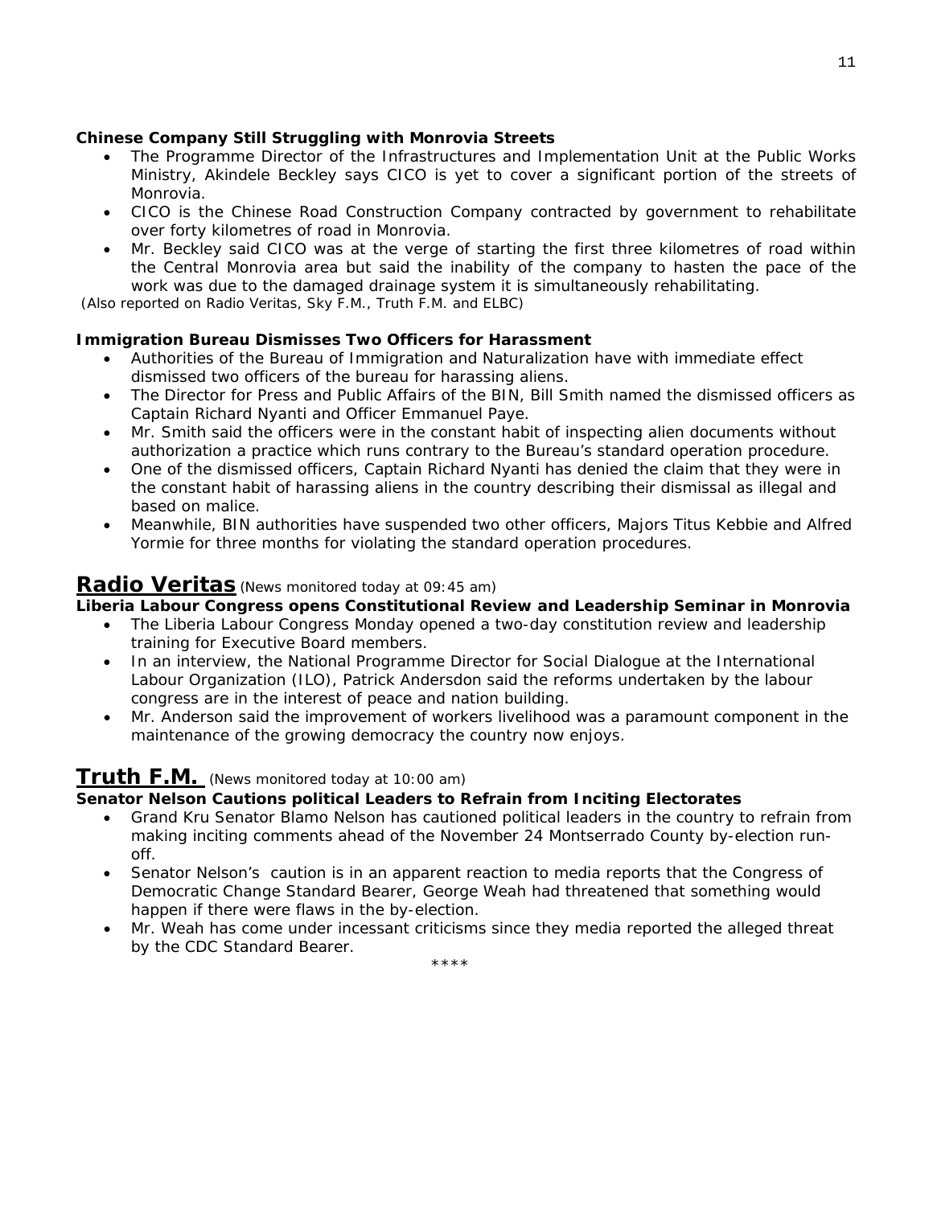**Chinese Company Still Struggling with Monrovia Streets**

- The Programme Director of the Infrastructures and Implementation Unit at the Public Works Ministry, Akindele Beckley says CICO is yet to cover a significant portion of the streets of Monrovia.
- CICO is the Chinese Road Construction Company contracted by government to rehabilitate over forty kilometres of road in Monrovia.
- Mr. Beckley said CICO was at the verge of starting the first three kilometres of road within the Central Monrovia area but said the inability of the company to hasten the pace of the work was due to the damaged drainage system it is simultaneously rehabilitating.

(Also reported on Radio Veritas, Sky F.M., Truth F.M. and ELBC)

**Immigration Bureau Dismisses Two Officers for Harassment**

- Authorities of the Bureau of Immigration and Naturalization have with immediate effect dismissed two officers of the bureau for harassing aliens.
- The Director for Press and Public Affairs of the BIN, Bill Smith named the dismissed officers as Captain Richard Nyanti and Officer Emmanuel Paye.
- Mr. Smith said the officers were in the constant habit of inspecting alien documents without authorization a practice which runs contrary to the Bureau's standard operation procedure.
- One of the dismissed officers, Captain Richard Nyanti has denied the claim that they were in the constant habit of harassing aliens in the country describing their dismissal as illegal and based on malice.
- Meanwhile, BIN authorities have suspended two other officers, Majors Titus Kebbie and Alfred Yormie for three months for violating the standard operation procedures.

## Radio Veritas (News monitored today at 09:45 am)

**Liberia Labour Congress opens Constitutional Review and Leadership Seminar in Monrovia**

- The Liberia Labour Congress Monday opened a two-day constitution review and leadership training for Executive Board members.
- In an interview, the National Programme Director for Social Dialogue at the International Labour Organization (ILO), Patrick Andersdon said the reforms undertaken by the labour congress are in the interest of peace and nation building.
- Mr. Anderson said the improvement of workers livelihood was a paramount component in the maintenance of the growing democracy the country now enjoys.

## Truth F.M. (News monitored today at 10:00 am)

**Senator Nelson Cautions political Leaders to Refrain from Inciting Electorates**

- Grand Kru Senator Blamo Nelson has cautioned political leaders in the country to refrain from making inciting comments ahead of the November 24 Montserrado County by-election run-off.
- Senator Nelson's caution is in an apparent reaction to media reports that the Congress of Democratic Change Standard Bearer, George Weah had threatened that something would happen if there were flaws in the by-election.
- Mr. Weah has come under incessant criticisms since they media reported the alleged threat by the CDC Standard Bearer.

\*\*\*\*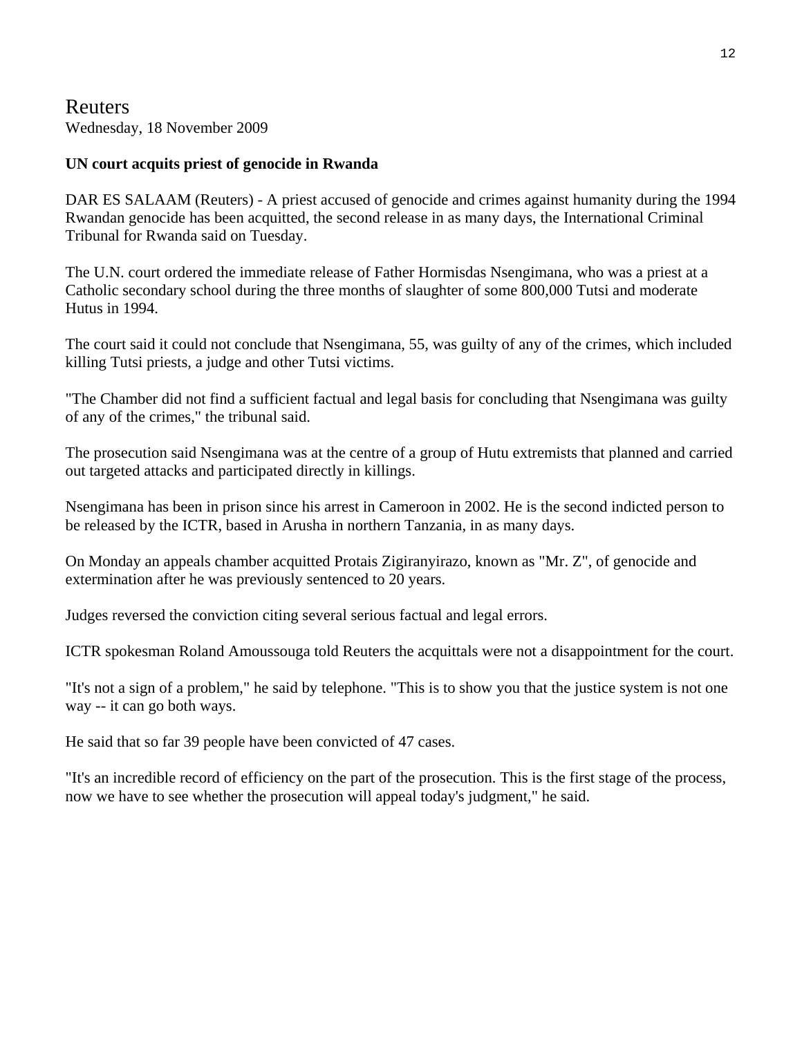# Reuters

Wednesday, 18 November 2009

**UN court acquits priest of genocide in Rwanda**

DAR ES SALAAM (Reuters) - A priest accused of genocide and crimes against humanity during the 1994 Rwandan genocide has been acquitted, the second release in as many days, the International Criminal Tribunal for Rwanda said on Tuesday.

The U.N. court ordered the immediate release of Father Hormisdas Nsengimana, who was a priest at a Catholic secondary school during the three months of slaughter of some 800,000 Tutsi and moderate Hutus in 1994.

The court said it could not conclude that Nsengimana, 55, was guilty of any of the crimes, which included killing Tutsi priests, a judge and other Tutsi victims.

"The Chamber did not find a sufficient factual and legal basis for concluding that Nsengimana was guilty of any of the crimes," the tribunal said.

The prosecution said Nsengimana was at the centre of a group of Hutu extremists that planned and carried out targeted attacks and participated directly in killings.

Nsengimana has been in prison since his arrest in Cameroon in 2002. He is the second indicted person to be released by the ICTR, based in Arusha in northern Tanzania, in as many days.

On Monday an appeals chamber acquitted Protais Zigiranyirazo, known as "Mr. Z", of genocide and extermination after he was previously sentenced to 20 years.

Judges reversed the conviction citing several serious factual and legal errors.

ICTR spokesman Roland Amoussouga told Reuters the acquittals were not a disappointment for the court.

"It's not a sign of a problem," he said by telephone. "This is to show you that the justice system is not one way -- it can go both ways.

He said that so far 39 people have been convicted of 47 cases.

"It's an incredible record of efficiency on the part of the prosecution. This is the first stage of the process, now we have to see whether the prosecution will appeal today's judgment," he said.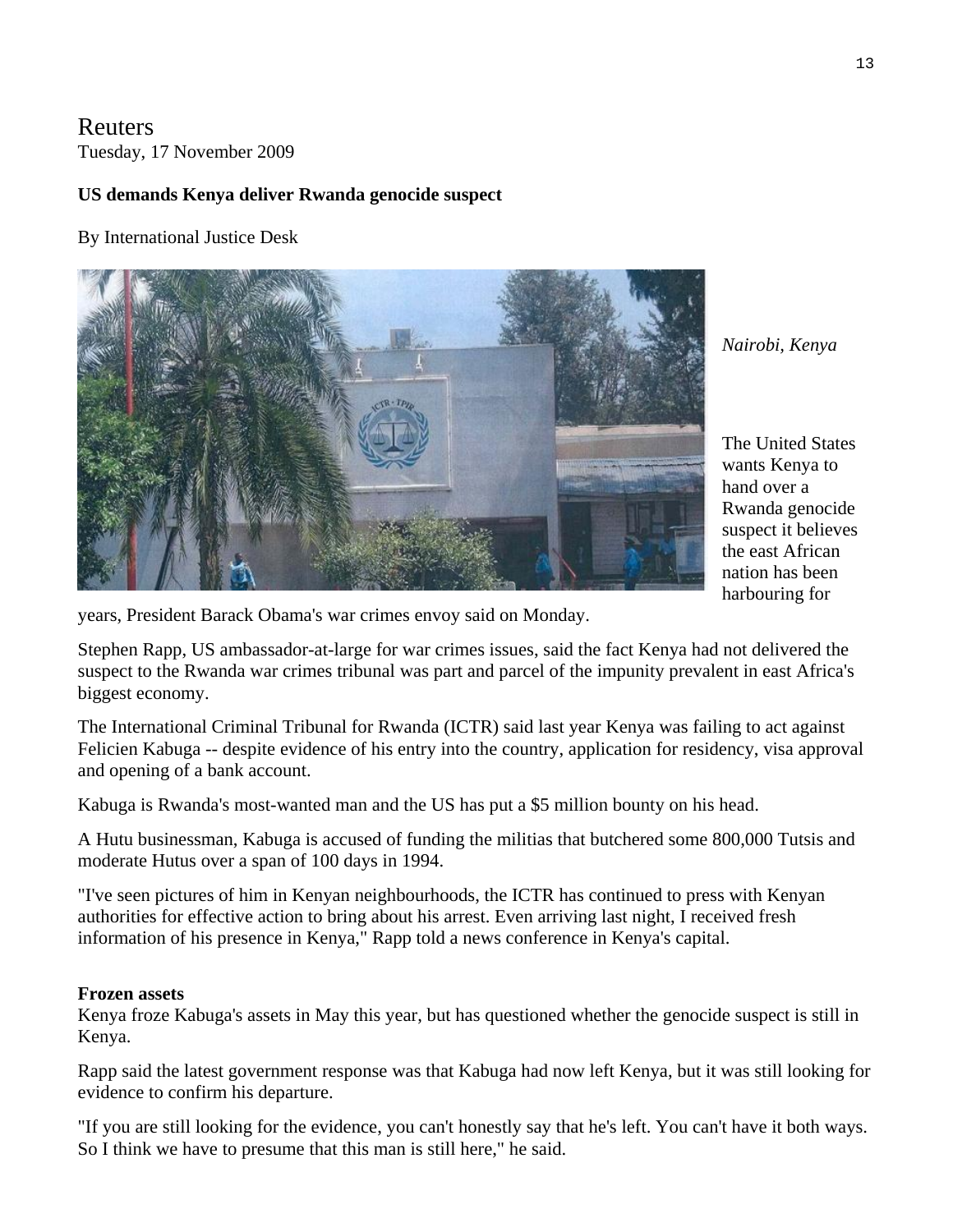Reuters
Tuesday, 17 November 2009

**US demands Kenya deliver Rwanda genocide suspect**

By International Justice Desk

*Nairobi, Kenya*

The United States wants Kenya to hand over a Rwanda genocide suspect it believes the east African nation has been harbouring for years, President Barack Obama's war crimes envoy said on Monday.

Stephen Rapp, US ambassador-at-large for war crimes issues, said the fact Kenya had not delivered the suspect to the Rwanda war crimes tribunal was part and parcel of the impunity prevalent in east Africa's biggest economy.

The International Criminal Tribunal for Rwanda (ICTR) said last year Kenya was failing to act against Felicien Kabuga -- despite evidence of his entry into the country, application for residency, visa approval and opening of a bank account.

Kabuga is Rwanda's most-wanted man and the US has put a $5 million bounty on his head.

A Hutu businessman, Kabuga is accused of funding the militias that butchered some 800,000 Tutsis and moderate Hutus over a span of 100 days in 1994.

"I've seen pictures of him in Kenyan neighbourhoods, the ICTR has continued to press with Kenyan authorities for effective action to bring about his arrest. Even arriving last night, I received fresh information of his presence in Kenya," Rapp told a news conference in Kenya's capital.

**Frozen assets**

Kenya froze Kabuga's assets in May this year, but has questioned whether the genocide suspect is still in Kenya.

Rapp said the latest government response was that Kabuga had now left Kenya, but it was still looking for evidence to confirm his departure.

"If you are still looking for the evidence, you can't honestly say that he's left. You can't have it both ways. So I think we have to presume that this man is still here," he said.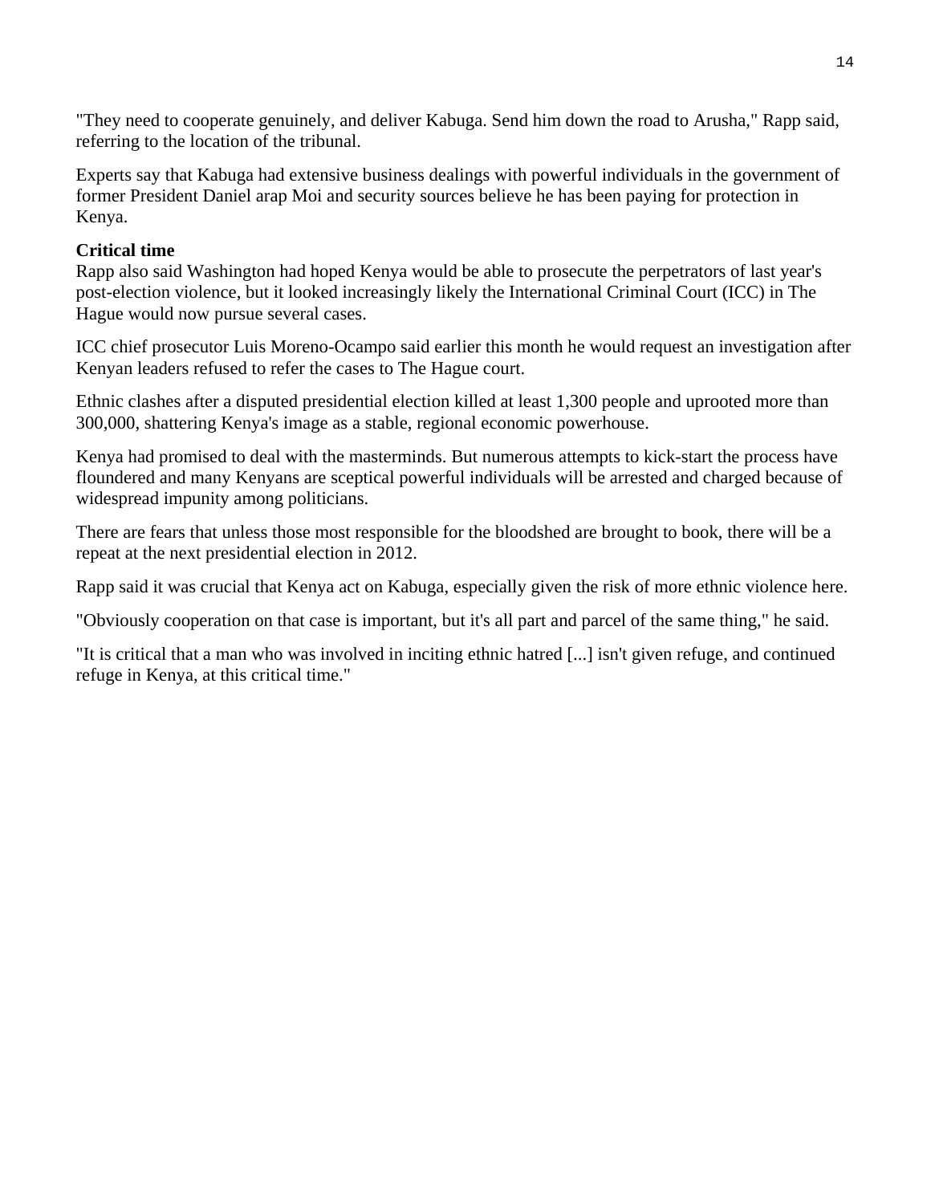"They need to cooperate genuinely, and deliver Kabuga. Send him down the road to Arusha," Rapp said, referring to the location of the tribunal.

Experts say that Kabuga had extensive business dealings with powerful individuals in the government of former President Daniel arap Moi and security sources believe he has been paying for protection in Kenya.

**Critical time**

Rapp also said Washington had hoped Kenya would be able to prosecute the perpetrators of last year's post-election violence, but it looked increasingly likely the International Criminal Court (ICC) in The Hague would now pursue several cases.

ICC chief prosecutor Luis Moreno-Ocampo said earlier this month he would request an investigation after Kenyan leaders refused to refer the cases to The Hague court.

Ethnic clashes after a disputed presidential election killed at least 1,300 people and uprooted more than 300,000, shattering Kenya's image as a stable, regional economic powerhouse.

Kenya had promised to deal with the masterminds. But numerous attempts to kick-start the process have floundered and many Kenyans are sceptical powerful individuals will be arrested and charged because of widespread impunity among politicians.

There are fears that unless those most responsible for the bloodshed are brought to book, there will be a repeat at the next presidential election in 2012.

Rapp said it was crucial that Kenya act on Kabuga, especially given the risk of more ethnic violence here.

"Obviously cooperation on that case is important, but it's all part and parcel of the same thing," he said.

"It is critical that a man who was involved in inciting ethnic hatred [...] isn't given refuge, and continued refuge in Kenya, at this critical time."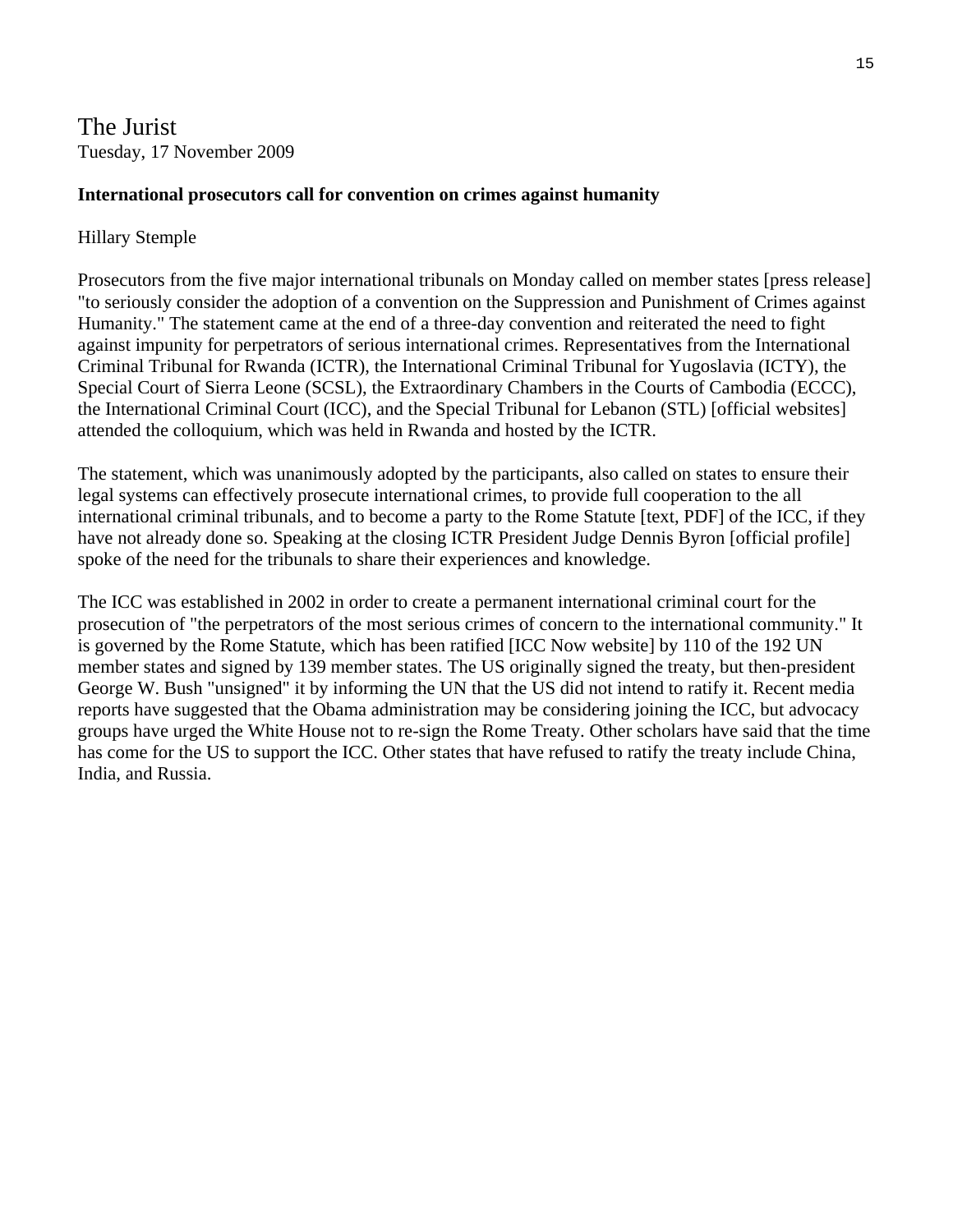# The Jurist

Tuesday, 17 November 2009

**International prosecutors call for convention on crimes against humanity**

Hillary Stemple

Prosecutors from the five major international tribunals on Monday called on member states [press release] "to seriously consider the adoption of a convention on the Suppression and Punishment of Crimes against Humanity." The statement came at the end of a three-day convention and reiterated the need to fight against impunity for perpetrators of serious international crimes. Representatives from the International Criminal Tribunal for Rwanda (ICTR), the International Criminal Tribunal for Yugoslavia (ICTY), the Special Court of Sierra Leone (SCSL), the Extraordinary Chambers in the Courts of Cambodia (ECCC), the International Criminal Court (ICC), and the Special Tribunal for Lebanon (STL) [official websites] attended the colloquium, which was held in Rwanda and hosted by the ICTR.

The statement, which was unanimously adopted by the participants, also called on states to ensure their legal systems can effectively prosecute international crimes, to provide full cooperation to the all international criminal tribunals, and to become a party to the Rome Statute [text, PDF] of the ICC, if they have not already done so. Speaking at the closing ICTR President Judge Dennis Byron [official profile] spoke of the need for the tribunals to share their experiences and knowledge.

The ICC was established in 2002 in order to create a permanent international criminal court for the prosecution of "the perpetrators of the most serious crimes of concern to the international community." It is governed by the Rome Statute, which has been ratified [ICC Now website] by 110 of the 192 UN member states and signed by 139 member states. The US originally signed the treaty, but then-president George W. Bush "unsigned" it by informing the UN that the US did not intend to ratify it. Recent media reports have suggested that the Obama administration may be considering joining the ICC, but advocacy groups have urged the White House not to re-sign the Rome Treaty. Other scholars have said that the time has come for the US to support the ICC. Other states that have refused to ratify the treaty include China, India, and Russia.